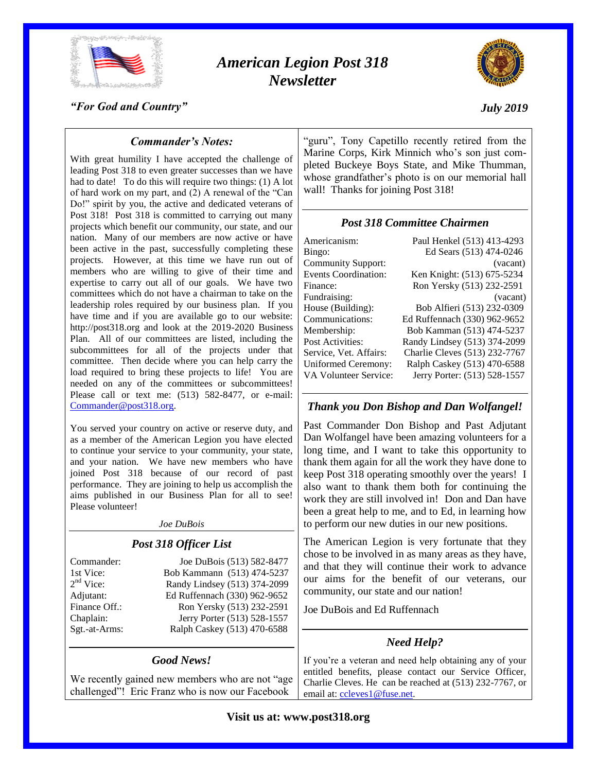# American Legion Post 318 Newsletter

*"For God and Country"*

*July 2019*

## *Commander's Notes:*

With great humility I have accepted the challenge of leading Post 318 to even greater successes than we have had to date! To do this will require two things: (1) A lot of hard work on my part, and (2) A renewal of the "Can Do!" spirit by you, the active and dedicated veterans of Post 318! Post 318 is committed to carrying out many projects which benefit our community, our state, and our nation. Many of our members are now active or have been active in the past, successfully completing these projects. However, at this time we have run out of members who are willing to give of their time and expertise to carry out all of our goals. We have two committees which do not have a chairman to take on the leadership roles required by our business plan. If you have time and if you are available go to our website: http://post318.org and look at the 2019-2020 Business Plan. All of our committees are listed, including the subcommittees for all of the projects under that committee. Then decide where you can help carry the load required to bring these projects to life! You are needed on any of the committees or subcommittees! Please call or text me: (513) 582-8477, or e-mail: Commander@post318.org.

You served your country on active or reserve duty, and as a member of the American Legion you have elected to continue your service to your community, your state, and your nation. We have new members who have joined Post 318 because of our record of past performance. They are joining to help us accomplish the aims published in our Business Plan for all to see! Please volunteer!

*Joe DuBois*

## *Post 318 Officer List*

| | |
|---|---|
| Commander: | Joe DuBois (513) 582-8477 |
| 1st Vice: | Bob Kammann (513) 474-5237 |
| 2nd Vice: | Randy Lindsey (513) 374-2099 |
| Adjutant: | Ed Ruffennach (330) 962-9652 |
| Finance Off.: | Ron Yersky (513) 232-2591 |
| Chaplain: | Jerry Porter (513) 528-1557 |
| Sgt.-at-Arms: | Ralph Caskey (513) 470-6588 |

## *Good News!*

We recently gained new members who are not "age challenged"! Eric Franz who is now our Facebook "guru", Tony Capetillo recently retired from the Marine Corps, Kirk Minnich who's son just completed Buckeye Boys State, and Mike Thumman, whose grandfather's photo is on our memorial hall wall! Thanks for joining Post 318!

## *Post 318 Committee Chairmen*

| | |
|---|---|
| Americanism: | Paul Henkel (513) 413-4293 |
| Bingo: | Ed Sears (513) 474-0246 |
| Community Support: | (vacant) |
| Events Coordination: | Ken Knight: (513) 675-5234 |
| Finance: | Ron Yersky (513) 232-2591 |
| Fundraising: | (vacant) |
| House (Building): | Bob Alfieri (513) 232-0309 |
| Communications: | Ed Ruffennach (330) 962-9652 |
| Membership: | Bob Kamman (513) 474-5237 |
| Post Activities: | Randy Lindsey (513) 374-2099 |
| Service, Vet. Affairs: | Charlie Cleves (513) 232-7767 |
| Uniformed Ceremony: | Ralph Caskey (513) 470-6588 |
| VA Volunteer Service: | Jerry Porter: (513) 528-1557 |

## *Thank you Don Bishop and Dan Wolfangel!*

Past Commander Don Bishop and Past Adjutant Dan Wolfangel have been amazing volunteers for a long time, and I want to take this opportunity to thank them again for all the work they have done to keep Post 318 operating smoothly over the years! I also want to thank them both for continuing the work they are still involved in! Don and Dan have been a great help to me, and to Ed, in learning how to perform our new duties in our new positions.

The American Legion is very fortunate that they chose to be involved in as many areas as they have, and that they will continue their work to advance our aims for the benefit of our veterans, our community, our state and our nation!

Joe DuBois and Ed Ruffennach

## *Need Help?*

If you're a veteran and need help obtaining any of your entitled benefits, please contact our Service Officer, Charlie Cleves. He can be reached at (513) 232-7767, or email at: ccleves1@fuse.net.

**Visit us at: www.post318.org**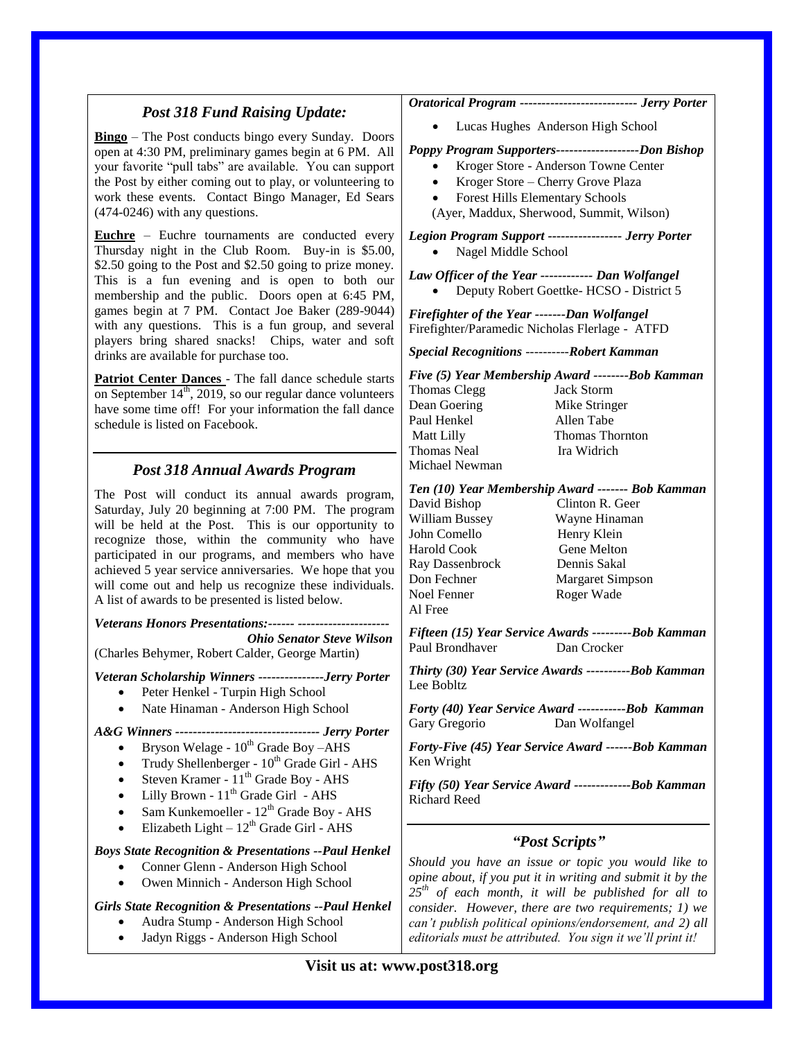## *Post 318 Fund Raising Update:*

**Bingo** – The Post conducts bingo every Sunday. Doors open at 4:30 PM, preliminary games begin at 6 PM. All your favorite "pull tabs" are available. You can support the Post by either coming out to play, or volunteering to work these events. Contact Bingo Manager, Ed Sears (474-0246) with any questions.

**Euchre** – Euchre tournaments are conducted every Thursday night in the Club Room. Buy-in is $5.00, $2.50 going to the Post and $2.50 going to prize money. This is a fun evening and is open to both our membership and the public. Doors open at 6:45 PM, games begin at 7 PM. Contact Joe Baker (289-9044) with any questions. This is a fun group, and several players bring shared snacks! Chips, water and soft drinks are available for purchase too.

**Patriot Center Dances** - The fall dance schedule starts on September 14th, 2019, so our regular dance volunteers have some time off! For your information the fall dance schedule is listed on Facebook.

## *Post 318 Annual Awards Program*

The Post will conduct its annual awards program, Saturday, July 20 beginning at 7:00 PM. The program will be held at the Post. This is our opportunity to recognize those, within the community who have participated in our programs, and members who have achieved 5 year service anniversaries. We hope that you will come out and help us recognize these individuals. A list of awards to be presented is listed below.

***Veterans Honors Presentations:------ -------------------- Ohio Senator Steve Wilson***
(Charles Behymer, Robert Calder, George Martin)

***Veteran Scholarship Winners ---------------Jerry Porter***
- Peter Henkel - Turpin High School
- Nate Hinaman - Anderson High School

***A&G Winners -------------------------------- Jerry Porter***
- Bryson Welage - 10th Grade Boy –AHS
- Trudy Shellenberger - 10th Grade Girl - AHS
- Steven Kramer - 11th Grade Boy - AHS
- Lilly Brown - 11th Grade Girl - AHS
- Sam Kunkemoeller - 12th Grade Boy - AHS
- Elizabeth Light – 12th Grade Girl - AHS

***Boys State Recognition & Presentations --Paul Henkel***
- Conner Glenn - Anderson High School
- Owen Minnich - Anderson High School

***Girls State Recognition & Presentations --Paul Henkel***
- Audra Stump - Anderson High School
- Jadyn Riggs - Anderson High School

***Oratorical Program --------------------------- Jerry Porter***
- Lucas Hughes Anderson High School

***Poppy Program Supporters-------------------Don Bishop***
- Kroger Store - Anderson Towne Center
- Kroger Store – Cherry Grove Plaza
- Forest Hills Elementary Schools

(Ayer, Maddux, Sherwood, Summit, Wilson)

***Legion Program Support ----------------- Jerry Porter***
- Nagel Middle School

***Law Officer of the Year ------------ Dan Wolfangel***
- Deputy Robert Goettke- HCSO - District 5

***Firefighter of the Year -------Dan Wolfangel***
Firefighter/Paramedic Nicholas Flerlage - ATFD

***Special Recognitions ----------Robert Kamman***

***Five (5) Year Membership Award --------Bob Kamman***

Thomas Clegg, Jack Storm, Dean Goering, Mike Stringer, Paul Henkel, Allen Tabe, Matt Lilly, Thomas Thornton, Thomas Neal, Ira Widrich, Michael Newman

***Ten (10) Year Membership Award ------- Bob Kamman***

David Bishop, Clinton R. Geer, William Bussey, Wayne Hinaman, John Comello, Henry Klein, Harold Cook, Gene Melton, Ray Dassenbrock, Dennis Sakal, Don Fechner, Margaret Simpson, Noel Fenner, Roger Wade, Al Free

***Fifteen (15) Year Service Awards ---------Bob Kamman***
Paul Brondhaver, Dan Crocker

***Thirty (30) Year Service Awards ----------Bob Kamman***
Lee Bobltz

***Forty (40) Year Service Award -----------Bob Kamman***
Gary Gregorio, Dan Wolfangel

***Forty-Five (45) Year Service Award ------Bob Kamman***
Ken Wright

***Fifty (50) Year Service Award -------------Bob Kamman***
Richard Reed

## *"Post Scripts"*

*Should you have an issue or topic you would like to opine about, if you put it in writing and submit it by the 25th of each month, it will be published for all to consider. However, there are two requirements; 1) we can't publish political opinions/endorsement, and 2) all editorials must be attributed. You sign it we'll print it!*

**Visit us at: www.post318.org**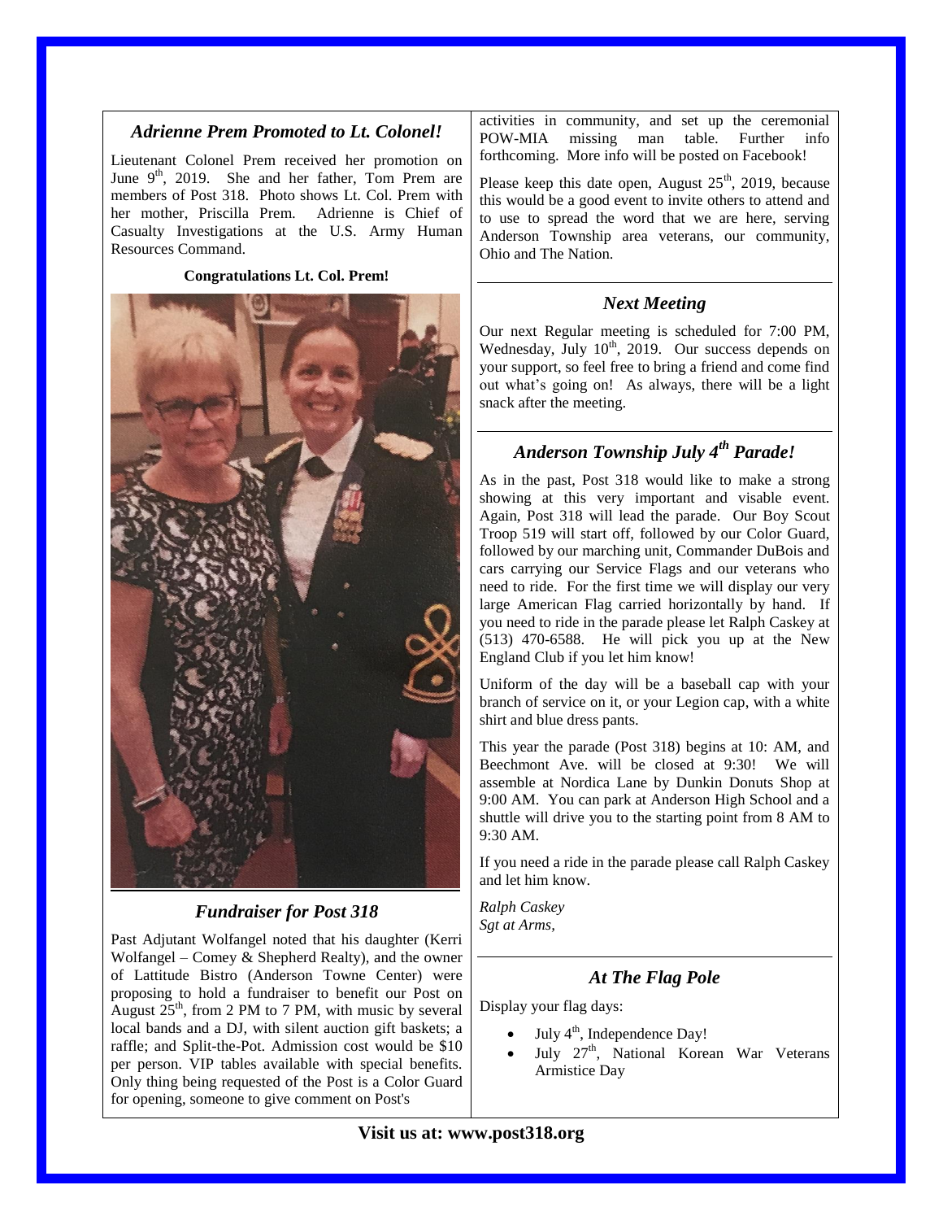## *Adrienne Prem Promoted to Lt. Colonel!*

Lieutenant Colonel Prem received her promotion on June 9th, 2019. She and her father, Tom Prem are members of Post 318. Photo shows Lt. Col. Prem with her mother, Priscilla Prem. Adrienne is Chief of Casualty Investigations at the U.S. Army Human Resources Command.

**Congratulations Lt. Col. Prem!**

## *Fundraiser for Post 318*

Past Adjutant Wolfangel noted that his daughter (Kerri Wolfangel – Comey & Shepherd Realty), and the owner of Lattitude Bistro (Anderson Towne Center) were proposing to hold a fundraiser to benefit our Post on August 25th, from 2 PM to 7 PM, with music by several local bands and a DJ, with silent auction gift baskets; a raffle; and Split-the-Pot. Admission cost would be $10 per person. VIP tables available with special benefits. Only thing being requested of the Post is a Color Guard for opening, someone to give comment on Post's activities in community, and set up the ceremonial POW-MIA missing man table. Further info forthcoming. More info will be posted on Facebook!

Please keep this date open, August 25th, 2019, because this would be a good event to invite others to attend and to use to spread the word that we are here, serving Anderson Township area veterans, our community, Ohio and The Nation.

## *Next Meeting*

Our next Regular meeting is scheduled for 7:00 PM, Wednesday, July 10th, 2019. Our success depends on your support, so feel free to bring a friend and come find out what's going on! As always, there will be a light snack after the meeting.

## *Anderson Township July 4th Parade!*

As in the past, Post 318 would like to make a strong showing at this very important and visable event. Again, Post 318 will lead the parade. Our Boy Scout Troop 519 will start off, followed by our Color Guard, followed by our marching unit, Commander DuBois and cars carrying our Service Flags and our veterans who need to ride. For the first time we will display our very large American Flag carried horizontally by hand. If you need to ride in the parade please let Ralph Caskey at (513) 470-6588. He will pick you up at the New England Club if you let him know!

Uniform of the day will be a baseball cap with your branch of service on it, or your Legion cap, with a white shirt and blue dress pants.

This year the parade (Post 318) begins at 10: AM, and Beechmont Ave. will be closed at 9:30! We will assemble at Nordica Lane by Dunkin Donuts Shop at 9:00 AM. You can park at Anderson High School and a shuttle will drive you to the starting point from 8 AM to 9:30 AM.

If you need a ride in the parade please call Ralph Caskey and let him know.

*Ralph Caskey*
*Sgt at Arms,*

## *At The Flag Pole*

Display your flag days:

- July 4th, Independence Day!
- July 27th, National Korean War Veterans Armistice Day

**Visit us at: www.post318.org**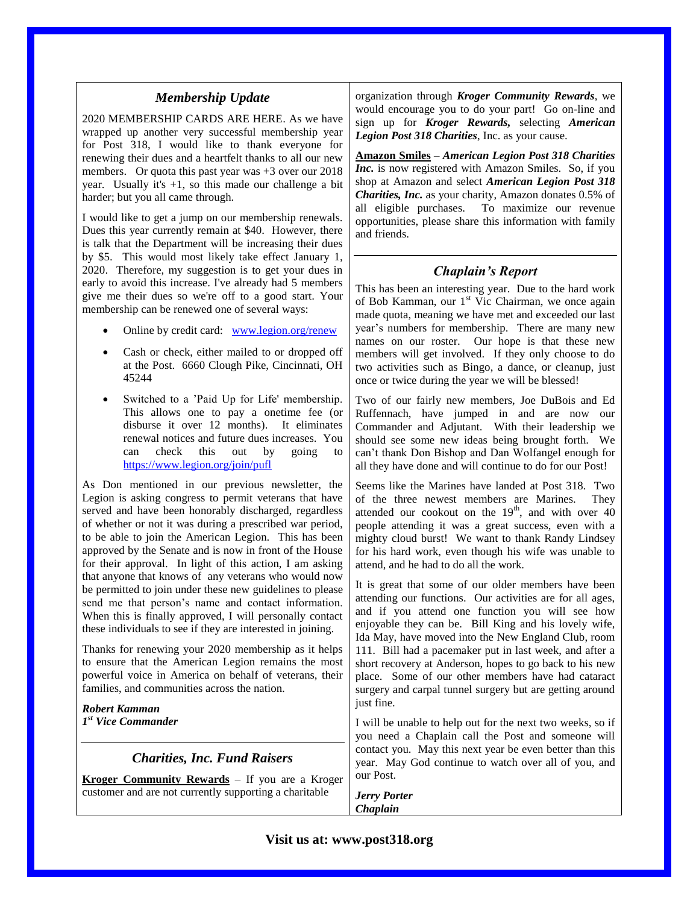## *Membership Update*

2020 MEMBERSHIP CARDS ARE HERE. As we have wrapped up another very successful membership year for Post 318, I would like to thank everyone for renewing their dues and a heartfelt thanks to all our new members. Or quota this past year was +3 over our 2018 year. Usually it's +1, so this made our challenge a bit harder; but you all came through.

I would like to get a jump on our membership renewals. Dues this year currently remain at $40. However, there is talk that the Department will be increasing their dues by $5. This would most likely take effect January 1, 2020. Therefore, my suggestion is to get your dues in early to avoid this increase. I've already had 5 members give me their dues so we're off to a good start. Your membership can be renewed one of several ways:

- Online by credit card: www.legion.org/renew
- Cash or check, either mailed to or dropped off at the Post. 6660 Clough Pike, Cincinnati, OH 45244
- Switched to a 'Paid Up for Life' membership. This allows one to pay a onetime fee (or disburse it over 12 months). It eliminates renewal notices and future dues increases. You can check this out by going to https://www.legion.org/join/pufl

As Don mentioned in our previous newsletter, the Legion is asking congress to permit veterans that have served and have been honorably discharged, regardless of whether or not it was during a prescribed war period, to be able to join the American Legion. This has been approved by the Senate and is now in front of the House for their approval. In light of this action, I am asking that anyone that knows of any veterans who would now be permitted to join under these new guidelines to please send me that person's name and contact information. When this is finally approved, I will personally contact these individuals to see if they are interested in joining.

Thanks for renewing your 2020 membership as it helps to ensure that the American Legion remains the most powerful voice in America on behalf of veterans, their families, and communities across the nation.

***Robert Kamman***
***1st Vice Commander***

## *Charities, Inc. Fund Raisers*

**Kroger Community Rewards** – If you are a Kroger customer and are not currently supporting a charitable organization through ***Kroger Community Rewards***, we would encourage you to do your part! Go on-line and sign up for ***Kroger Rewards,*** selecting ***American Legion Post 318 Charities***, Inc. as your cause.

**Amazon Smiles** – ***American Legion Post 318 Charities Inc.*** is now registered with Amazon Smiles. So, if you shop at Amazon and select ***American Legion Post 318 Charities, Inc.*** as your charity, Amazon donates 0.5% of all eligible purchases. To maximize our revenue opportunities, please share this information with family and friends.

## *Chaplain's Report*

This has been an interesting year. Due to the hard work of Bob Kamman, our 1st Vic Chairman, we once again made quota, meaning we have met and exceeded our last year's numbers for membership. There are many new names on our roster. Our hope is that these new members will get involved. If they only choose to do two activities such as Bingo, a dance, or cleanup, just once or twice during the year we will be blessed!

Two of our fairly new members, Joe DuBois and Ed Ruffennach, have jumped in and are now our Commander and Adjutant. With their leadership we should see some new ideas being brought forth. We can't thank Don Bishop and Dan Wolfangel enough for all they have done and will continue to do for our Post!

Seems like the Marines have landed at Post 318. Two of the three newest members are Marines. They attended our cookout on the 19th, and with over 40 people attending it was a great success, even with a mighty cloud burst! We want to thank Randy Lindsey for his hard work, even though his wife was unable to attend, and he had to do all the work.

It is great that some of our older members have been attending our functions. Our activities are for all ages, and if you attend one function you will see how enjoyable they can be. Bill King and his lovely wife, Ida May, have moved into the New England Club, room 111. Bill had a pacemaker put in last week, and after a short recovery at Anderson, hopes to go back to his new place. Some of our other members have had cataract surgery and carpal tunnel surgery but are getting around just fine.

I will be unable to help out for the next two weeks, so if you need a Chaplain call the Post and someone will contact you. May this next year be even better than this year. May God continue to watch over all of you, and our Post.

***Jerry Porter***
***Chaplain***

**Visit us at: www.post318.org**